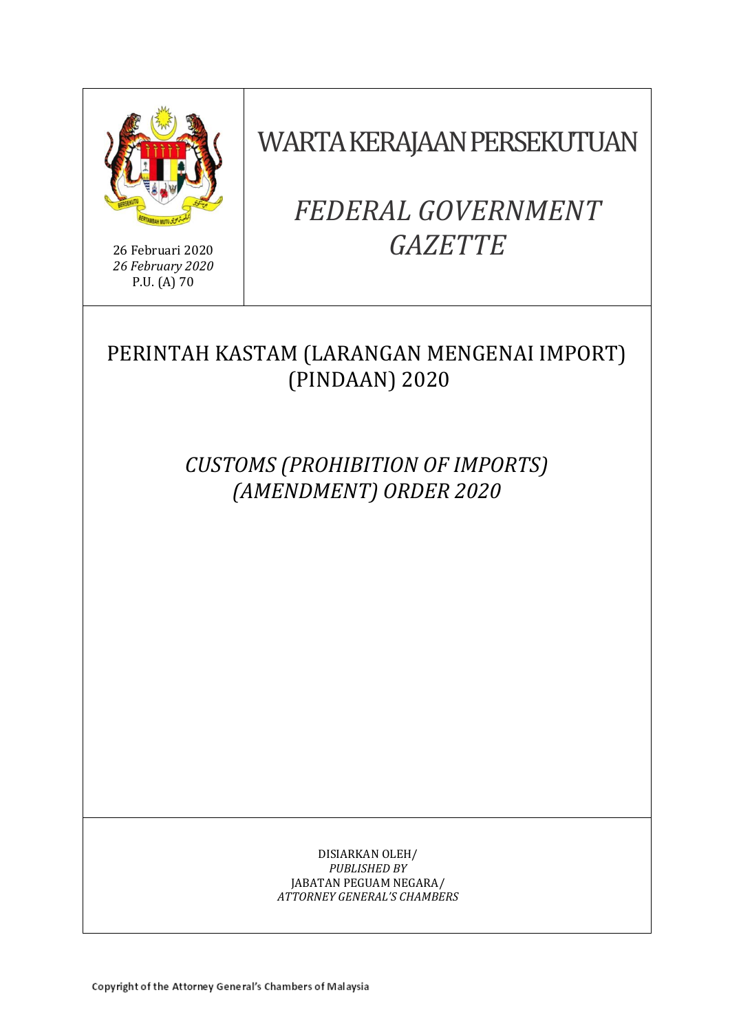26 Februari 2020
*26 February 2020*
P.U. (A) 70

# WARTA KERAJAAN PERSEKUTUAN

# *FEDERAL GOVERNMENT GAZETTE*

## PERINTAH KASTAM (LARANGAN MENGENAI IMPORT) (PINDAAN) 2020

## *CUSTOMS (PROHIBITION OF IMPORTS) (AMENDMENT) ORDER 2020*

DISIARKAN OLEH/
*PUBLISHED BY*
JABATAN PEGUAM NEGARA/
*ATTORNEY GENERAL'S CHAMBERS*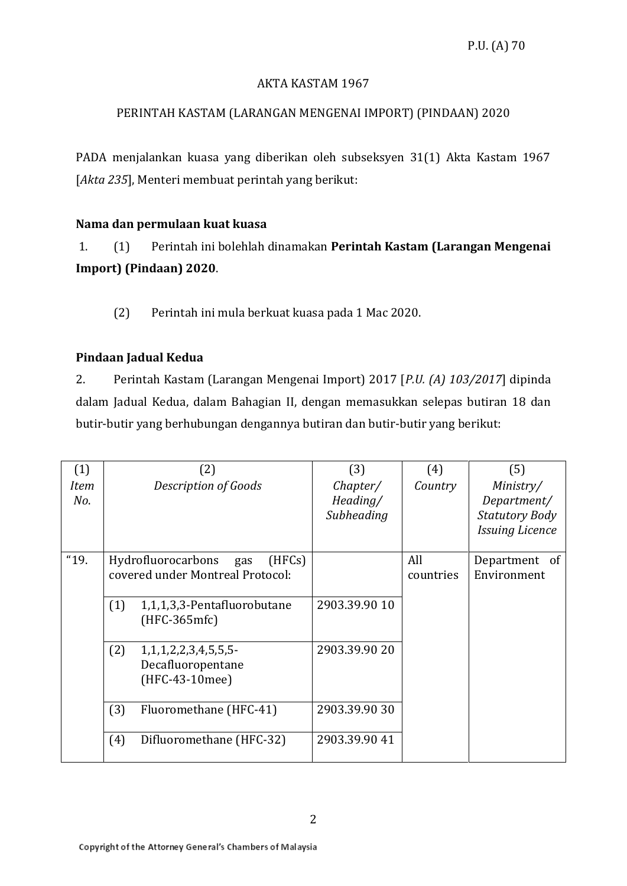P.U. (A) 70

AKTA KASTAM 1967

PERINTAH KASTAM (LARANGAN MENGENAI IMPORT) (PINDAAN) 2020

PADA menjalankan kuasa yang diberikan oleh subseksyen 31(1) Akta Kastam 1967 [*Akta 235*], Menteri membuat perintah yang berikut:

**Nama dan permulaan kuat kuasa**

1. (1) Perintah ini bolehlah dinamakan **Perintah Kastam (Larangan Mengenai Import) (Pindaan) 2020**.

(2) Perintah ini mula berkuat kuasa pada 1 Mac 2020.

**Pindaan Jadual Kedua**

2. Perintah Kastam (Larangan Mengenai Import) 2017 [*P.U. (A) 103/2017*] dipinda dalam Jadual Kedua, dalam Bahagian II, dengan memasukkan selepas butiran 18 dan butir-butir yang berhubungan dengannya butiran dan butir-butir yang berikut:

| (1) *Item No.* | (2) *Description of Goods* | (3) *Chapter/ Heading/ Subheading* | (4) *Country* | (5) *Ministry/ Department/ Statutory Body Issuing Licence* |
|---|---|---|---|---|
| "19. | Hydrofluorocarbons gas (HFCs) covered under Montreal Protocol: | | All countries | Department of Environment |
| | (1) 1,1,1,3,3-Pentafluorobutane (HFC-365mfc) | 2903.39.90 10 | | |
| | (2) 1,1,1,2,2,3,4,5,5,5-Decafluoropentane (HFC-43-10mee) | 2903.39.90 20 | | |
| | (3) Fluoromethane (HFC-41) | 2903.39.90 30 | | |
| | (4) Difluoromethane (HFC-32) | 2903.39.90 41 | | |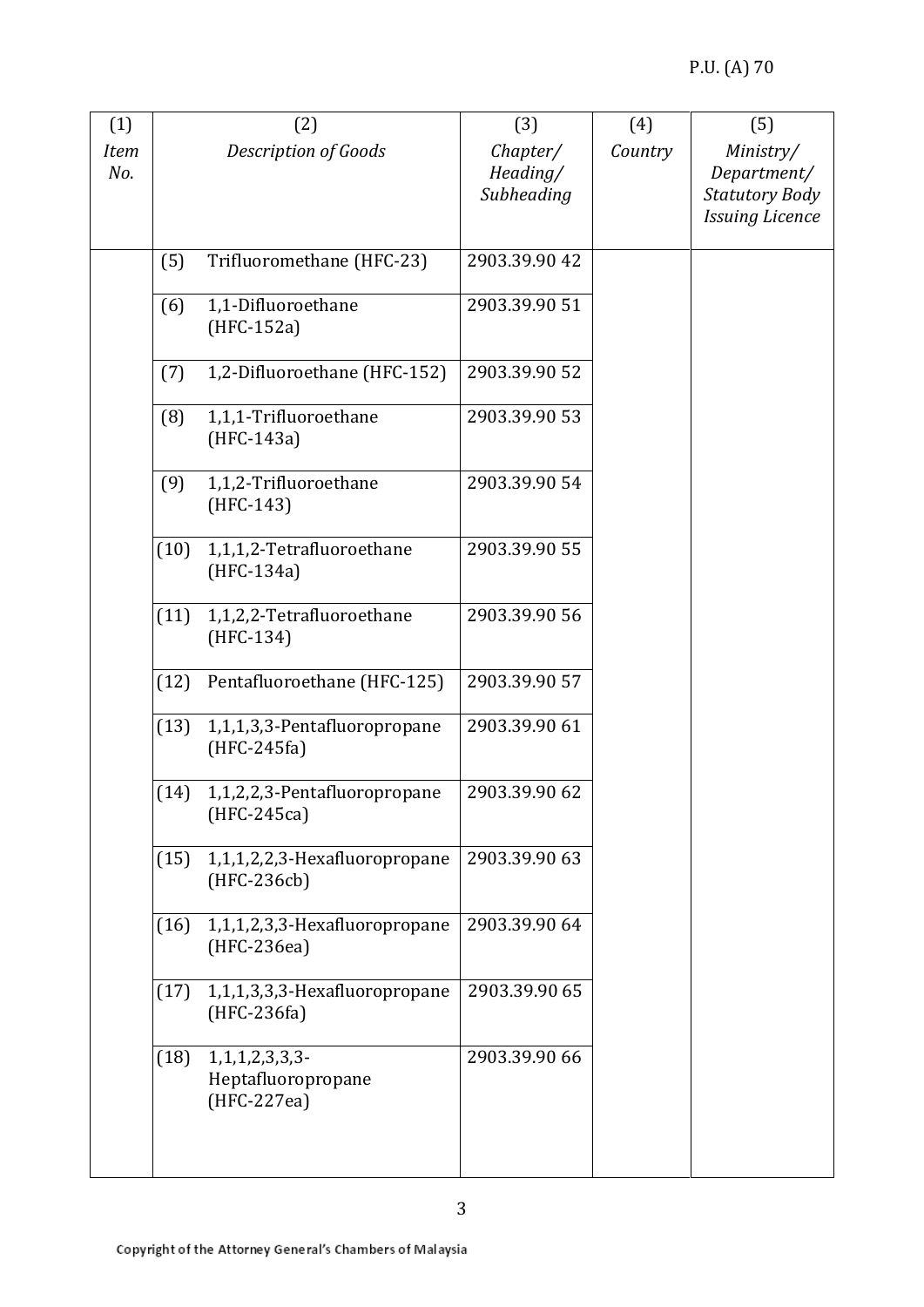| (1) *Item No.* | (2) *Description of Goods* | (3) *Chapter/ Heading/ Subheading* | (4) *Country* | (5) *Ministry/ Department/ Statutory Body Issuing Licence* |
|---|---|---|---|---|
| | (5) Trifluoromethane (HFC-23) | 2903.39.90 42 | | |
| | (6) 1,1-Difluoroethane (HFC-152a) | 2903.39.90 51 | | |
| | (7) 1,2-Difluoroethane (HFC-152) | 2903.39.90 52 | | |
| | (8) 1,1,1-Trifluoroethane (HFC-143a) | 2903.39.90 53 | | |
| | (9) 1,1,2-Trifluoroethane (HFC-143) | 2903.39.90 54 | | |
| | (10) 1,1,1,2-Tetrafluoroethane (HFC-134a) | 2903.39.90 55 | | |
| | (11) 1,1,2,2-Tetrafluoroethane (HFC-134) | 2903.39.90 56 | | |
| | (12) Pentafluoroethane (HFC-125) | 2903.39.90 57 | | |
| | (13) 1,1,1,3,3-Pentafluoropropane (HFC-245fa) | 2903.39.90 61 | | |
| | (14) 1,1,2,2,3-Pentafluoropropane (HFC-245ca) | 2903.39.90 62 | | |
| | (15) 1,1,1,2,2,3-Hexafluoropropane (HFC-236cb) | 2903.39.90 63 | | |
| | (16) 1,1,1,2,3,3-Hexafluoropropane (HFC-236ea) | 2903.39.90 64 | | |
| | (17) 1,1,1,3,3,3-Hexafluoropropane (HFC-236fa) | 2903.39.90 65 | | |
| | (18) 1,1,1,2,3,3,3-Heptafluoropropane (HFC-227ea) | 2903.39.90 66 | | |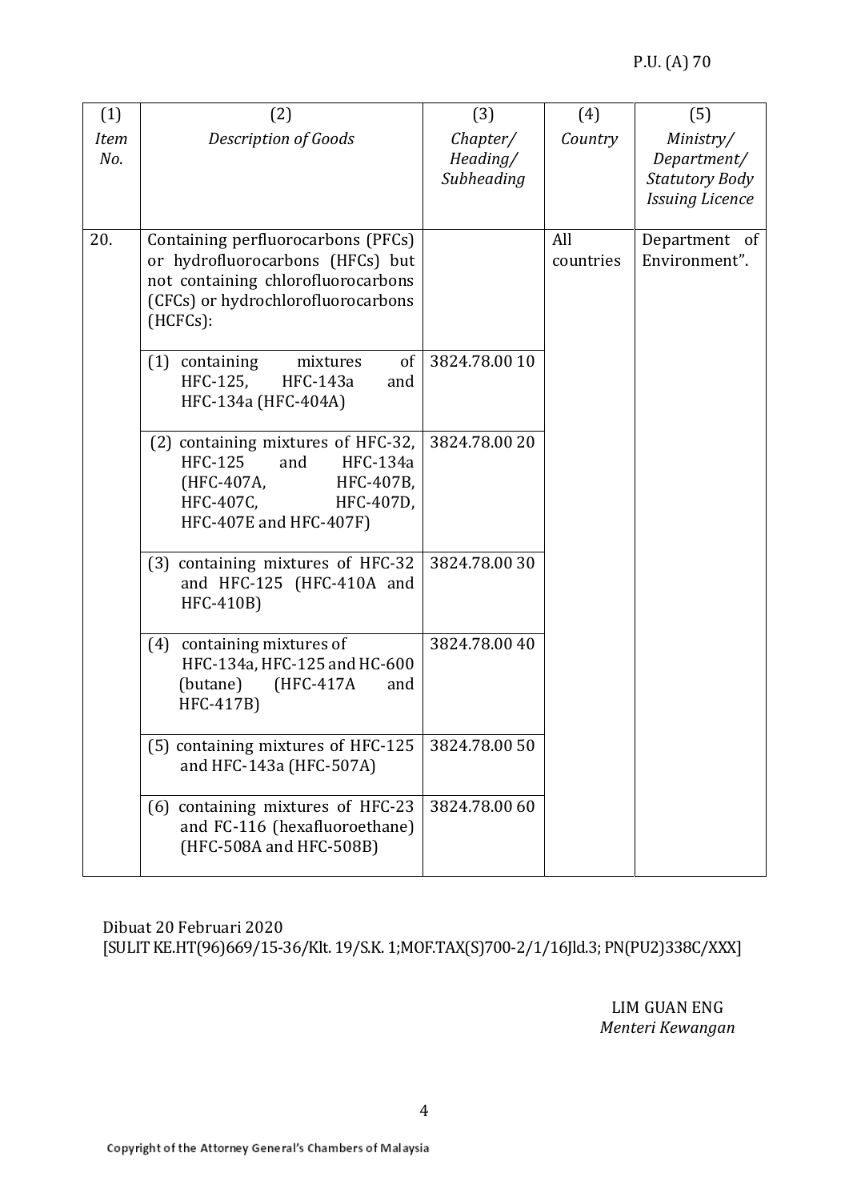| (1) *Item No.* | (2) *Description of Goods* | (3) *Chapter/ Heading/ Subheading* | (4) *Country* | (5) *Ministry/ Department/ Statutory Body Issuing Licence* |
|---|---|---|---|---|
| 20. | Containing perfluorocarbons (PFCs) or hydrofluorocarbons (HFCs) but not containing chlorofluorocarbons (CFCs) or hydrochlorofluorocarbons (HCFCs): | | All countries | Department of Environment". |
| | (1) containing mixtures of HFC-125, HFC-143a and HFC-134a (HFC-404A) | 3824.78.00 10 | | |
| | (2) containing mixtures of HFC-32, HFC-125 and HFC-134a (HFC-407A, HFC-407B, HFC-407C, HFC-407D, HFC-407E and HFC-407F) | 3824.78.00 20 | | |
| | (3) containing mixtures of HFC-32 and HFC-125 (HFC-410A and HFC-410B) | 3824.78.00 30 | | |
| | (4) containing mixtures of HFC-134a, HFC-125 and HC-600 (butane) (HFC-417A and HFC-417B) | 3824.78.00 40 | | |
| | (5) containing mixtures of HFC-125 and HFC-143a (HFC-507A) | 3824.78.00 50 | | |
| | (6) containing mixtures of HFC-23 and FC-116 (hexafluoroethane) (HFC-508A and HFC-508B) | 3824.78.00 60 | | |

Dibuat 20 Februari 2020
[SULIT KE.HT(96)669/15-36/Klt. 19/S.K. 1;MOF.TAX(S)700-2/1/16Jld.3; PN(PU2)338C/XXX]

LIM GUAN ENG
*Menteri Kewangan*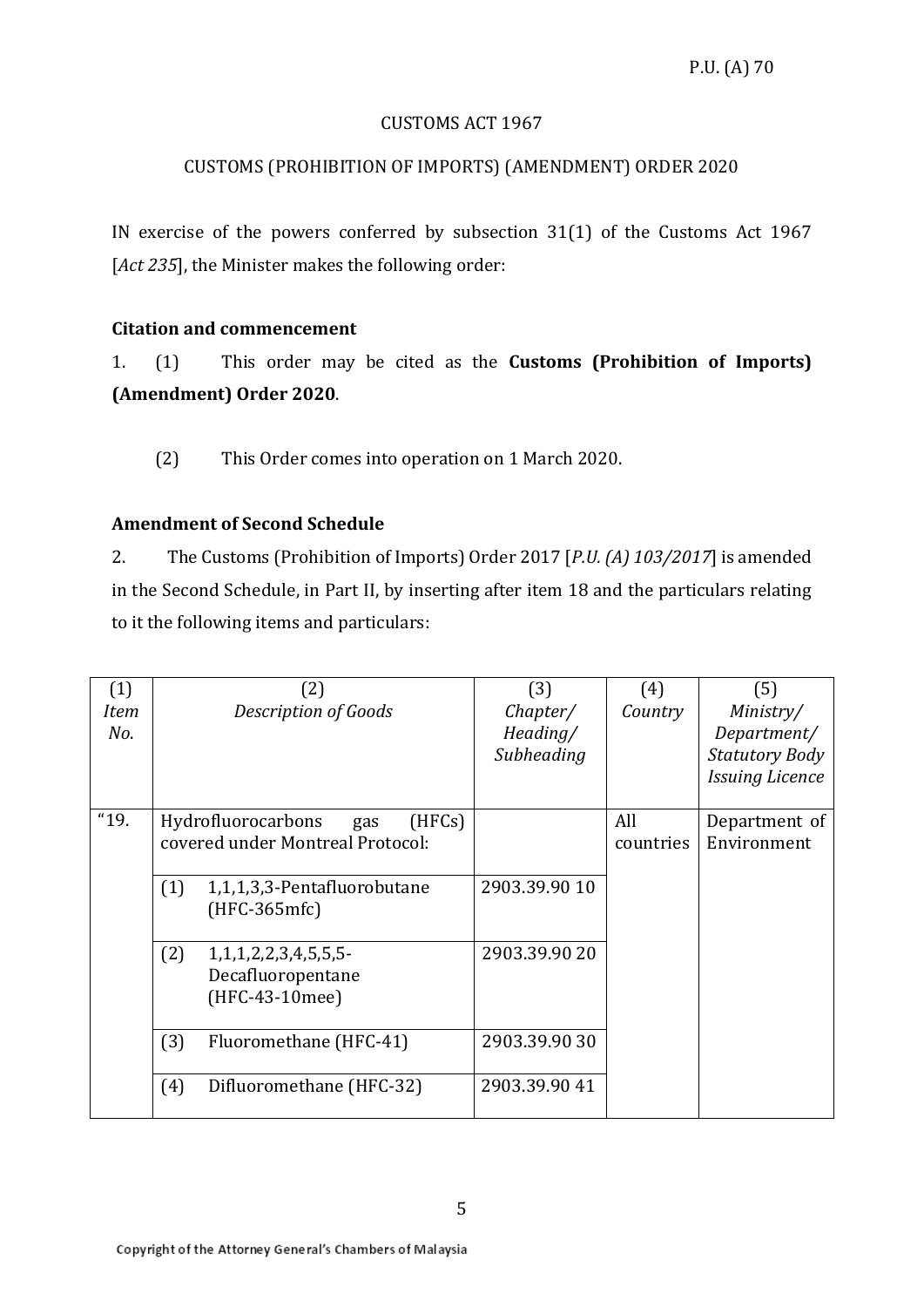P.U. (A) 70

CUSTOMS ACT 1967

CUSTOMS (PROHIBITION OF IMPORTS) (AMENDMENT) ORDER 2020

IN exercise of the powers conferred by subsection 31(1) of the Customs Act 1967 [*Act 235*], the Minister makes the following order:

**Citation and commencement**

1. (1) This order may be cited as the **Customs (Prohibition of Imports) (Amendment) Order 2020**.

(2) This Order comes into operation on 1 March 2020.

**Amendment of Second Schedule**

2. The Customs (Prohibition of Imports) Order 2017 [*P.U. (A) 103/2017*] is amended in the Second Schedule, in Part II, by inserting after item 18 and the particulars relating to it the following items and particulars:

| (1) *Item No.* | (2) *Description of Goods* | (3) *Chapter/ Heading/ Subheading* | (4) *Country* | (5) *Ministry/ Department/ Statutory Body Issuing Licence* |
|---|---|---|---|---|
| "19. | Hydrofluorocarbons gas (HFCs) covered under Montreal Protocol: | | All countries | Department of Environment |
| | (1) 1,1,1,3,3-Pentafluorobutane (HFC-365mfc) | 2903.39.90 10 | | |
| | (2) 1,1,1,2,2,3,4,5,5,5-Decafluoropentane (HFC-43-10mee) | 2903.39.90 20 | | |
| | (3) Fluoromethane (HFC-41) | 2903.39.90 30 | | |
| | (4) Difluoromethane (HFC-32) | 2903.39.90 41 | | |

Copyright of the Attorney General's Chambers of Malaysia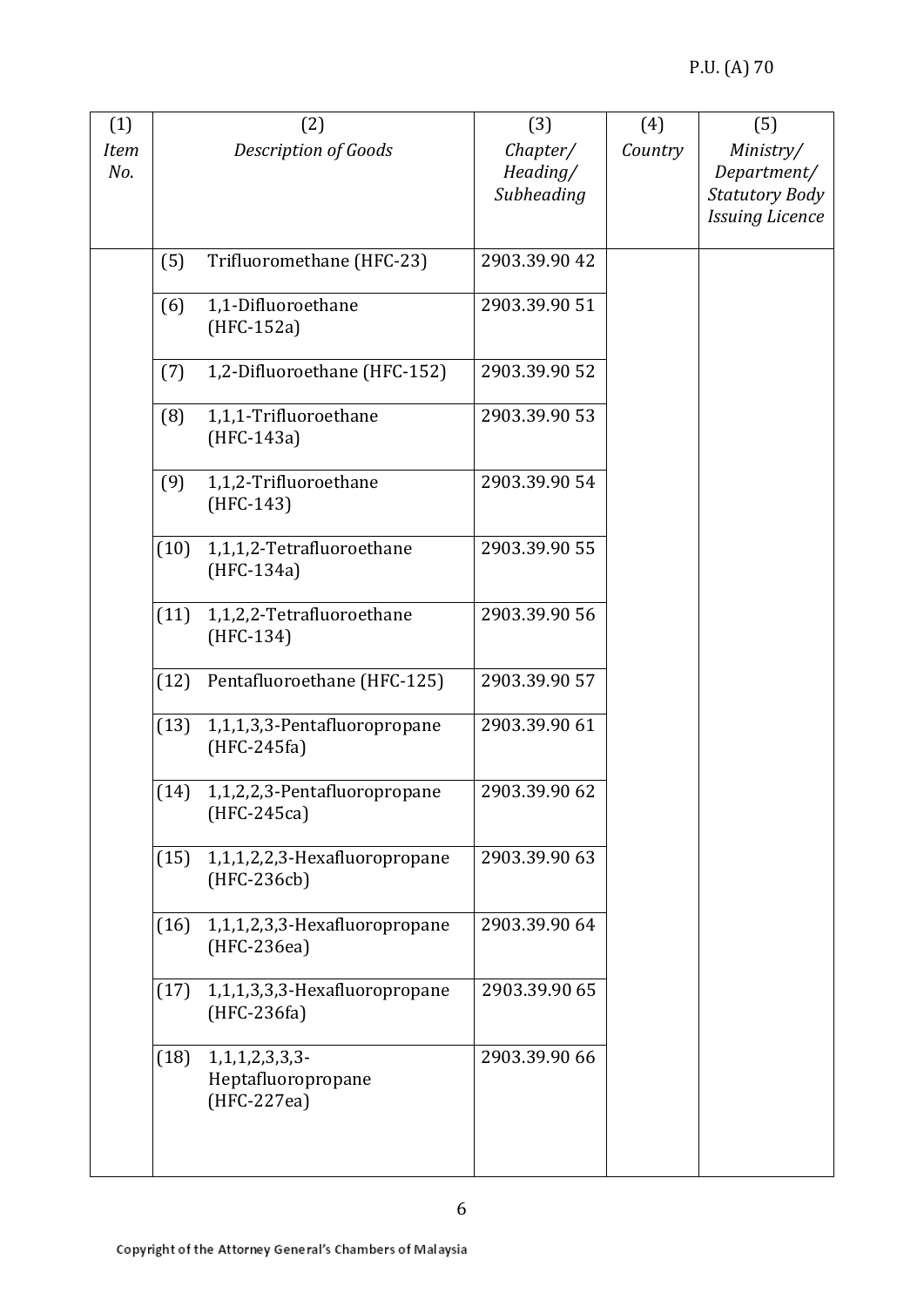| (1)<br>*Item No.* | (2)<br>*Description of Goods* | (3)<br>*Chapter/ Heading/ Subheading* | (4)<br>*Country* | (5)<br>*Ministry/ Department/ Statutory Body Issuing Licence* |
|---|---|---|---|---|
| | (5) Trifluoromethane (HFC-23) | 2903.39.90 42 | | |
| | (6) 1,1-Difluoroethane (HFC-152a) | 2903.39.90 51 | | |
| | (7) 1,2-Difluoroethane (HFC-152) | 2903.39.90 52 | | |
| | (8) 1,1,1-Trifluoroethane (HFC-143a) | 2903.39.90 53 | | |
| | (9) 1,1,2-Trifluoroethane (HFC-143) | 2903.39.90 54 | | |
| | (10) 1,1,1,2-Tetrafluoroethane (HFC-134a) | 2903.39.90 55 | | |
| | (11) 1,1,2,2-Tetrafluoroethane (HFC-134) | 2903.39.90 56 | | |
| | (12) Pentafluoroethane (HFC-125) | 2903.39.90 57 | | |
| | (13) 1,1,1,3,3-Pentafluoropropane (HFC-245fa) | 2903.39.90 61 | | |
| | (14) 1,1,2,2,3-Pentafluoropropane (HFC-245ca) | 2903.39.90 62 | | |
| | (15) 1,1,1,2,2,3-Hexafluoropropane (HFC-236cb) | 2903.39.90 63 | | |
| | (16) 1,1,1,2,3,3-Hexafluoropropane (HFC-236ea) | 2903.39.90 64 | | |
| | (17) 1,1,1,3,3,3-Hexafluoropropane (HFC-236fa) | 2903.39.90 65 | | |
| | (18) 1,1,1,2,3,3,3-Heptafluoropropane (HFC-227ea) | 2903.39.90 66 | | |

Copyright of the Attorney General's Chambers of Malaysia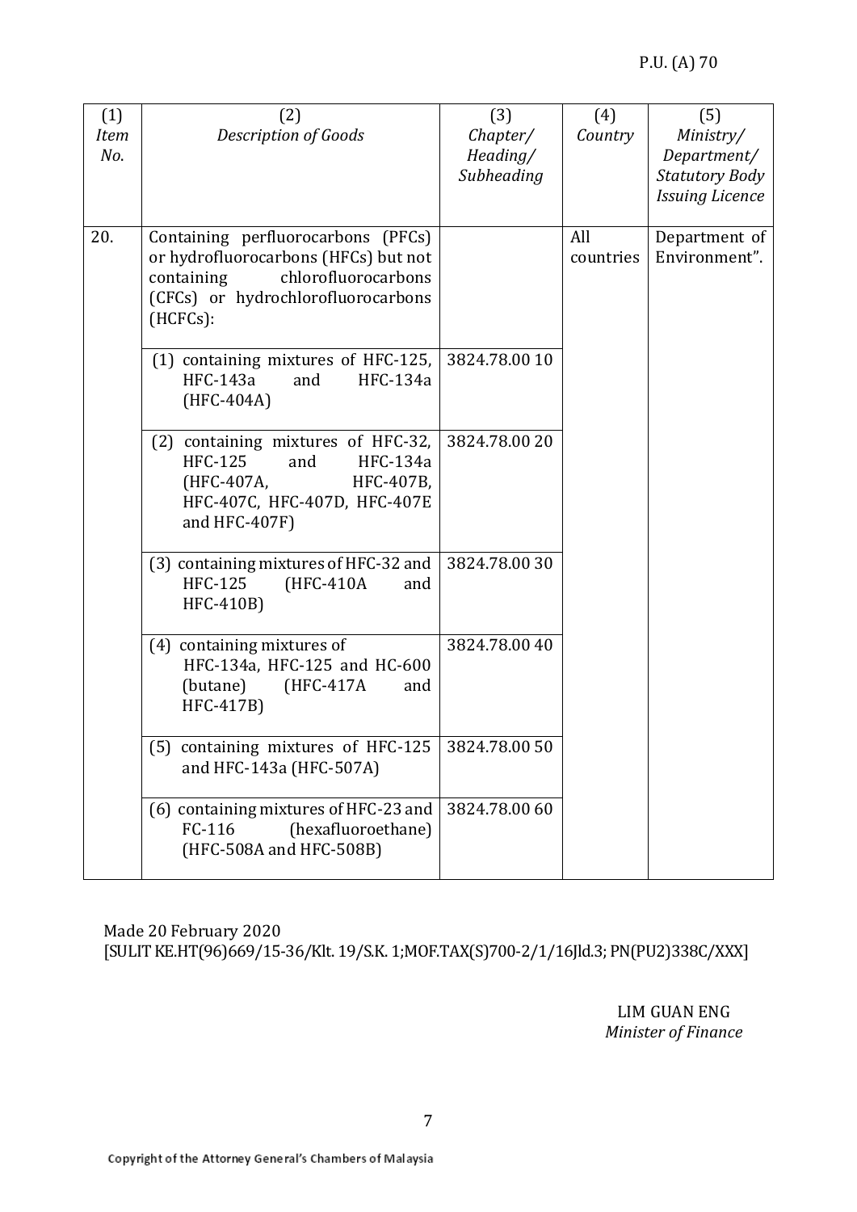| (1) *Item No.* | (2) *Description of Goods* | (3) *Chapter/ Heading/ Subheading* | (4) *Country* | (5) *Ministry/ Department/ Statutory Body Issuing Licence* |
|---|---|---|---|---|
| 20. | Containing perfluorocarbons (PFCs) or hydrofluorocarbons (HFCs) but not containing chlorofluorocarbons (CFCs) or hydrochlorofluorocarbons (HCFCs): | | All countries | Department of Environment". |
| | (1) containing mixtures of HFC-125, HFC-143a and HFC-134a (HFC-404A) | 3824.78.00 10 | | |
| | (2) containing mixtures of HFC-32, HFC-125 and HFC-134a (HFC-407A, HFC-407B, HFC-407C, HFC-407D, HFC-407E and HFC-407F) | 3824.78.00 20 | | |
| | (3) containing mixtures of HFC-32 and HFC-125 (HFC-410A and HFC-410B) | 3824.78.00 30 | | |
| | (4) containing mixtures of HFC-134a, HFC-125 and HC-600 (butane) (HFC-417A and HFC-417B) | 3824.78.00 40 | | |
| | (5) containing mixtures of HFC-125 and HFC-143a (HFC-507A) | 3824.78.00 50 | | |
| | (6) containing mixtures of HFC-23 and FC-116 (hexafluoroethane) (HFC-508A and HFC-508B) | 3824.78.00 60 | | |

Made 20 February 2020
[SULIT KE.HT(96)669/15-36/Klt. 19/S.K. 1;MOF.TAX(S)700-2/1/16Jld.3; PN(PU2)338C/XXX]

LIM GUAN ENG
*Minister of Finance*